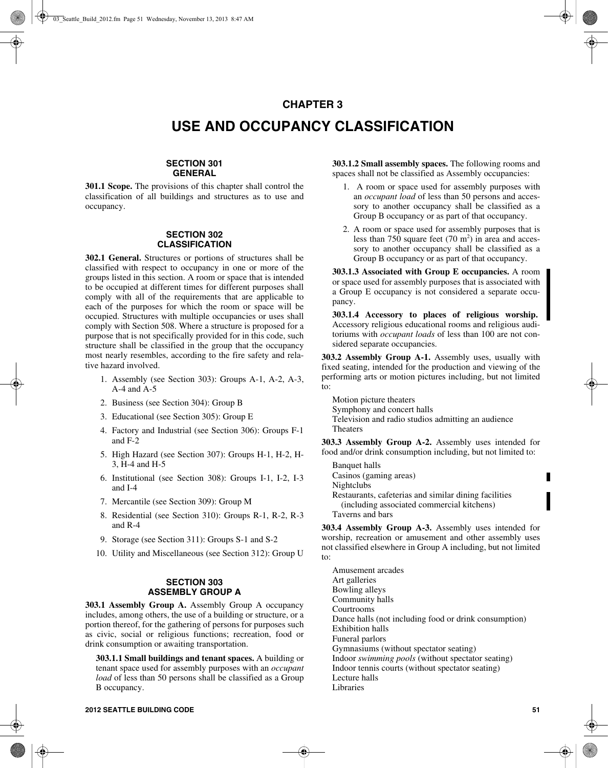# CHAPTER 3

# USE AND OCCUPANCY CLASSIFICATION

## SECTION 301
## GENERAL

**301.1 Scope.** The provisions of this chapter shall control the classification of all buildings and structures as to use and occupancy.

## SECTION 302
## CLASSIFICATION

**302.1 General.** Structures or portions of structures shall be classified with respect to occupancy in one or more of the groups listed in this section. A room or space that is intended to be occupied at different times for different purposes shall comply with all of the requirements that are applicable to each of the purposes for which the room or space will be occupied. Structures with multiple occupancies or uses shall comply with Section 508. Where a structure is proposed for a purpose that is not specifically provided for in this code, such structure shall be classified in the group that the occupancy most nearly resembles, according to the fire safety and relative hazard involved.

1. Assembly (see Section 303): Groups A-1, A-2, A-3, A-4 and A-5
2. Business (see Section 304): Group B
3. Educational (see Section 305): Group E
4. Factory and Industrial (see Section 306): Groups F-1 and F-2
5. High Hazard (see Section 307): Groups H-1, H-2, H-3, H-4 and H-5
6. Institutional (see Section 308): Groups I-1, I-2, I-3 and I-4
7. Mercantile (see Section 309): Group M
8. Residential (see Section 310): Groups R-1, R-2, R-3 and R-4
9. Storage (see Section 311): Groups S-1 and S-2
10. Utility and Miscellaneous (see Section 312): Group U

## SECTION 303
## ASSEMBLY GROUP A

**303.1 Assembly Group A.** Assembly Group A occupancy includes, among others, the use of a building or structure, or a portion thereof, for the gathering of persons for purposes such as civic, social or religious functions; recreation, food or drink consumption or awaiting transportation.

**303.1.1 Small buildings and tenant spaces.** A building or tenant space used for assembly purposes with an *occupant load* of less than 50 persons shall be classified as a Group B occupancy.

**303.1.2 Small assembly spaces.** The following rooms and spaces shall not be classified as Assembly occupancies:

1. A room or space used for assembly purposes with an *occupant load* of less than 50 persons and accessory to another occupancy shall be classified as a Group B occupancy or as part of that occupancy.
2. A room or space used for assembly purposes that is less than 750 square feet (70 m$^2$) in area and accessory to another occupancy shall be classified as a Group B occupancy or as part of that occupancy.

**303.1.3 Associated with Group E occupancies.** A room or space used for assembly purposes that is associated with a Group E occupancy is not considered a separate occupancy.

**303.1.4 Accessory to places of religious worship.** Accessory religious educational rooms and religious auditoriums with *occupant loads* of less than 100 are not considered separate occupancies.

**303.2 Assembly Group A-1.** Assembly uses, usually with fixed seating, intended for the production and viewing of the performing arts or motion pictures including, but not limited to:

Motion picture theaters
Symphony and concert halls
Television and radio studios admitting an audience
Theaters

**303.3 Assembly Group A-2.** Assembly uses intended for food and/or drink consumption including, but not limited to:

Banquet halls
Casinos (gaming areas)
Nightclubs
Restaurants, cafeterias and similar dining facilities (including associated commercial kitchens)
Taverns and bars

**303.4 Assembly Group A-3.** Assembly uses intended for worship, recreation or amusement and other assembly uses not classified elsewhere in Group A including, but not limited to:

Amusement arcades
Art galleries
Bowling alleys
Community halls
Courtrooms
Dance halls (not including food or drink consumption)
Exhibition halls
Funeral parlors
Gymnasiums (without spectator seating)
Indoor *swimming pools* (without spectator seating)
Indoor tennis courts (without spectator seating)
Lecture halls
Libraries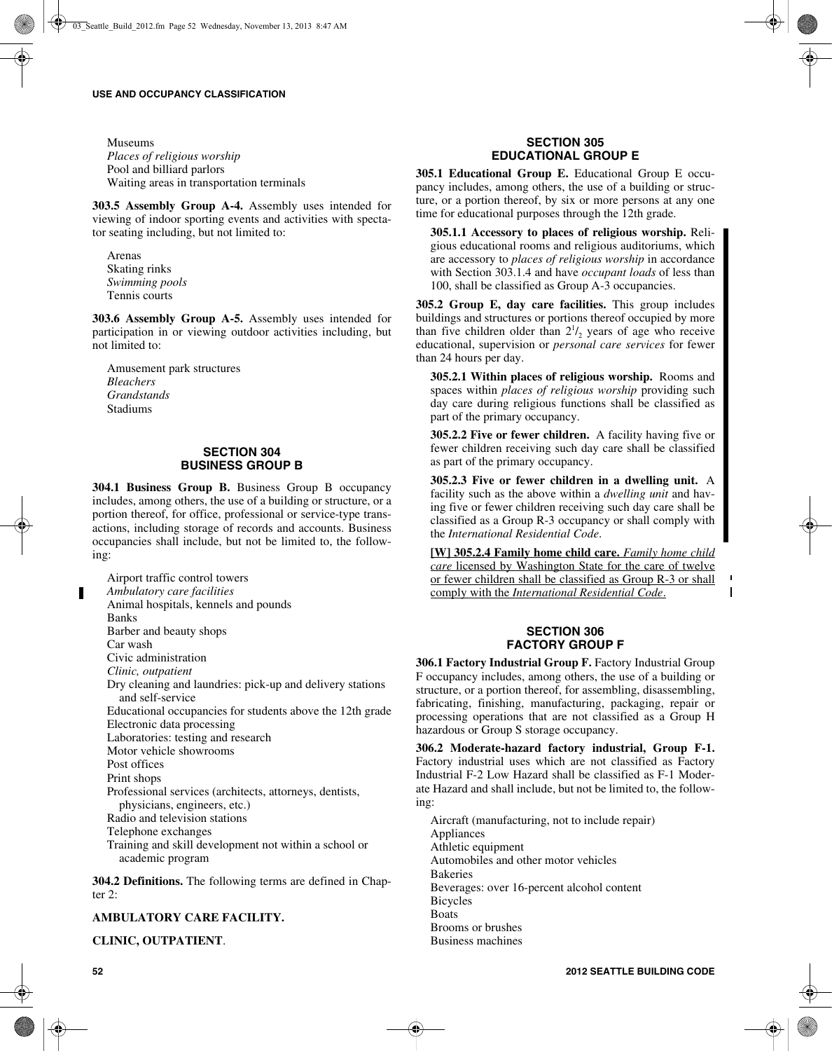Museums
*Places of religious worship*
Pool and billiard parlors
Waiting areas in transportation terminals

**303.5 Assembly Group A-4.** Assembly uses intended for viewing of indoor sporting events and activities with spectator seating including, but not limited to:

Arenas
Skating rinks
*Swimming pools*
Tennis courts

**303.6 Assembly Group A-5.** Assembly uses intended for participation in or viewing outdoor activities including, but not limited to:

Amusement park structures
*Bleachers*
*Grandstands*
Stadiums

## SECTION 304 BUSINESS GROUP B

**304.1 Business Group B.** Business Group B occupancy includes, among others, the use of a building or structure, or a portion thereof, for office, professional or service-type transactions, including storage of records and accounts. Business occupancies shall include, but not be limited to, the following:

Airport traffic control towers
*Ambulatory care facilities*
Animal hospitals, kennels and pounds
Banks
Barber and beauty shops
Car wash
Civic administration
*Clinic, outpatient*
Dry cleaning and laundries: pick-up and delivery stations and self-service
Educational occupancies for students above the 12th grade
Electronic data processing
Laboratories: testing and research
Motor vehicle showrooms
Post offices
Print shops
Professional services (architects, attorneys, dentists, physicians, engineers, etc.)
Radio and television stations
Telephone exchanges
Training and skill development not within a school or academic program

**304.2 Definitions.** The following terms are defined in Chapter 2:

**AMBULATORY CARE FACILITY.**

**CLINIC, OUTPATIENT**.

## SECTION 305 EDUCATIONAL GROUP E

**305.1 Educational Group E.** Educational Group E occupancy includes, among others, the use of a building or structure, or a portion thereof, by six or more persons at any one time for educational purposes through the 12th grade.

**305.1.1 Accessory to places of religious worship.** Religious educational rooms and religious auditoriums, which are accessory to *places of religious worship* in accordance with Section 303.1.4 and have *occupant loads* of less than 100, shall be classified as Group A-3 occupancies.

**305.2 Group E, day care facilities.** This group includes buildings and structures or portions thereof occupied by more than five children older than $2^1/_2$ years of age who receive educational, supervision or *personal care services* for fewer than 24 hours per day.

**305.2.1 Within places of religious worship.** Rooms and spaces within *places of religious worship* providing such day care during religious functions shall be classified as part of the primary occupancy.

**305.2.2 Five or fewer children.** A facility having five or fewer children receiving such day care shall be classified as part of the primary occupancy.

**305.2.3 Five or fewer children in a dwelling unit.** A facility such as the above within a *dwelling unit* and having five or fewer children receiving such day care shall be classified as a Group R-3 occupancy or shall comply with the *International Residential Code*.

**[W] 305.2.4 Family home child care.** *Family home child care* licensed by Washington State for the care of twelve or fewer children shall be classified as Group R-3 or shall comply with the *International Residential Code*.

## SECTION 306 FACTORY GROUP F

**306.1 Factory Industrial Group F.** Factory Industrial Group F occupancy includes, among others, the use of a building or structure, or a portion thereof, for assembling, disassembling, fabricating, finishing, manufacturing, packaging, repair or processing operations that are not classified as a Group H hazardous or Group S storage occupancy.

**306.2 Moderate-hazard factory industrial, Group F-1.** Factory industrial uses which are not classified as Factory Industrial F-2 Low Hazard shall be classified as F-1 Moderate Hazard and shall include, but not be limited to, the following:

Aircraft (manufacturing, not to include repair)
Appliances
Athletic equipment
Automobiles and other motor vehicles
Bakeries
Beverages: over 16-percent alcohol content
Bicycles
Boats
Brooms or brushes
Business machines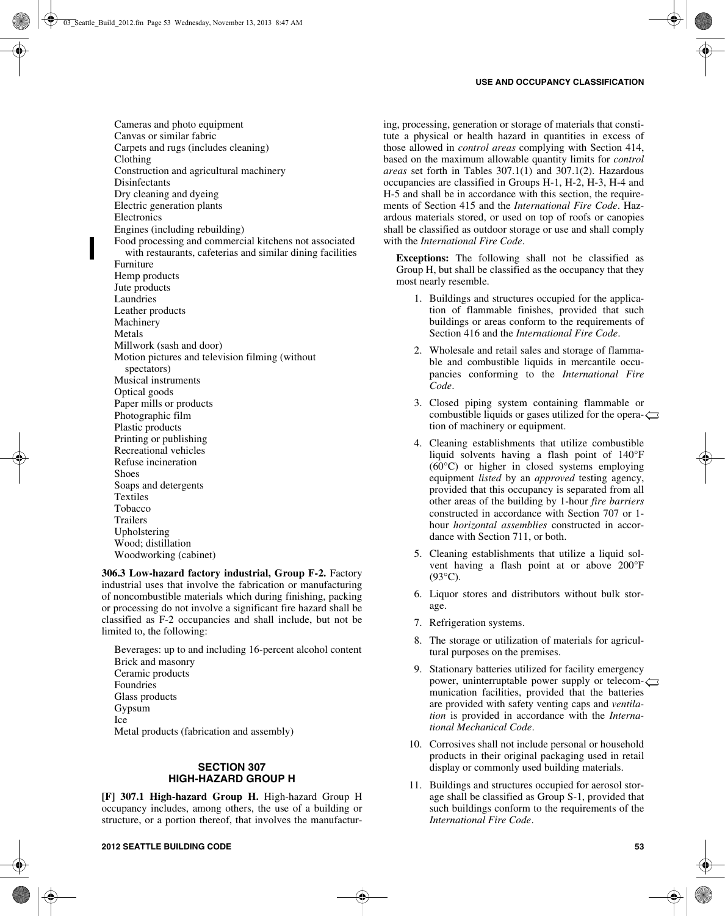Cameras and photo equipment
Canvas or similar fabric
Carpets and rugs (includes cleaning)
Clothing
Construction and agricultural machinery
Disinfectants
Dry cleaning and dyeing
Electric generation plants
Electronics
Engines (including rebuilding)
Food processing and commercial kitchens not associated with restaurants, cafeterias and similar dining facilities
Furniture
Hemp products
Jute products
Laundries
Leather products
Machinery
Metals
Millwork (sash and door)
Motion pictures and television filming (without spectators)
Musical instruments
Optical goods
Paper mills or products
Photographic film
Plastic products
Printing or publishing
Recreational vehicles
Refuse incineration
Shoes
Soaps and detergents
Textiles
Tobacco
Trailers
Upholstering
Wood; distillation
Woodworking (cabinet)

**306.3 Low-hazard factory industrial, Group F-2.** Factory industrial uses that involve the fabrication or manufacturing of noncombustible materials which during finishing, packing or processing do not involve a significant fire hazard shall be classified as F-2 occupancies and shall include, but not be limited to, the following:

Beverages: up to and including 16-percent alcohol content
Brick and masonry
Ceramic products
Foundries
Glass products
Gypsum
Ice
Metal products (fabrication and assembly)

## SECTION 307
## HIGH-HAZARD GROUP H

**[F] 307.1 High-hazard Group H.** High-hazard Group H occupancy includes, among others, the use of a building or structure, or a portion thereof, that involves the manufacturing, processing, generation or storage of materials that constitute a physical or health hazard in quantities in excess of those allowed in *control areas* complying with Section 414, based on the maximum allowable quantity limits for *control areas* set forth in Tables 307.1(1) and 307.1(2). Hazardous occupancies are classified in Groups H-1, H-2, H-3, H-4 and H-5 and shall be in accordance with this section, the requirements of Section 415 and the *International Fire Code*. Hazardous materials stored, or used on top of roofs or canopies shall be classified as outdoor storage or use and shall comply with the *International Fire Code*.

**Exceptions:** The following shall not be classified as Group H, but shall be classified as the occupancy that they most nearly resemble.

1. Buildings and structures occupied for the application of flammable finishes, provided that such buildings or areas conform to the requirements of Section 416 and the *International Fire Code*.
2. Wholesale and retail sales and storage of flammable and combustible liquids in mercantile occupancies conforming to the *International Fire Code*.
3. Closed piping system containing flammable or combustible liquids or gases utilized for the operation of machinery or equipment.
4. Cleaning establishments that utilize combustible liquid solvents having a flash point of 140°F (60°C) or higher in closed systems employing equipment *listed* by an *approved* testing agency, provided that this occupancy is separated from all other areas of the building by 1-hour *fire barriers* constructed in accordance with Section 707 or 1-hour *horizontal assemblies* constructed in accordance with Section 711, or both.
5. Cleaning establishments that utilize a liquid solvent having a flash point at or above 200°F (93°C).
6. Liquor stores and distributors without bulk storage.
7. Refrigeration systems.
8. The storage or utilization of materials for agricultural purposes on the premises.
9. Stationary batteries utilized for facility emergency power, uninterruptable power supply or telecommunication facilities, provided that the batteries are provided with safety venting caps and *ventilation* is provided in accordance with the *International Mechanical Code*.
10. Corrosives shall not include personal or household products in their original packaging used in retail display or commonly used building materials.
11. Buildings and structures occupied for aerosol storage shall be classified as Group S-1, provided that such buildings conform to the requirements of the *International Fire Code*.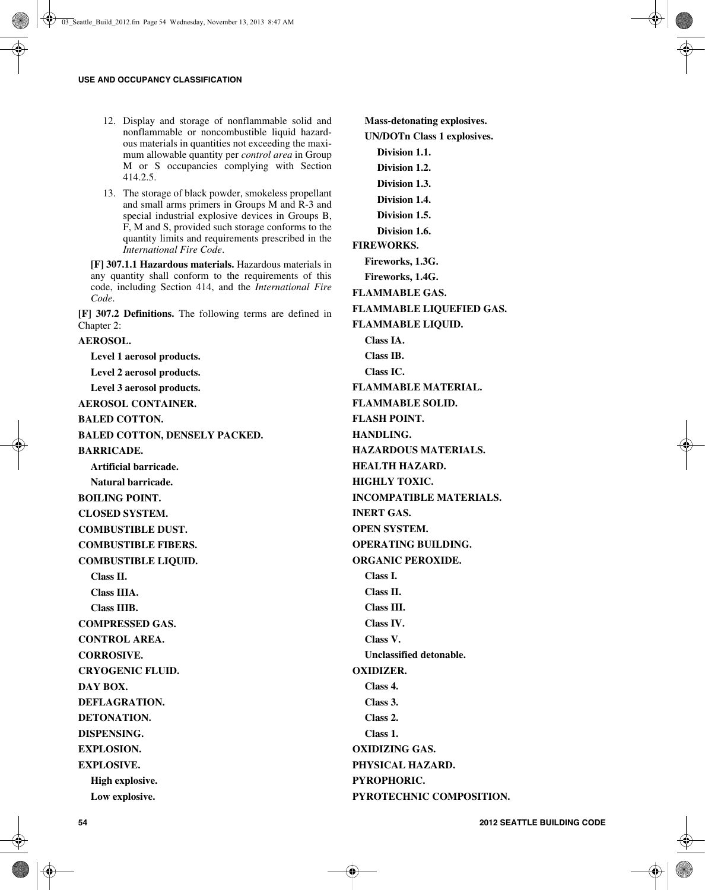12. Display and storage of nonflammable solid and nonflammable or noncombustible liquid hazardous materials in quantities not exceeding the maximum allowable quantity per *control area* in Group M or S occupancies complying with Section 414.2.5.

13. The storage of black powder, smokeless propellant and small arms primers in Groups M and R-3 and special industrial explosive devices in Groups B, F, M and S, provided such storage conforms to the quantity limits and requirements prescribed in the *International Fire Code*.

**[F] 307.1.1 Hazardous materials.** Hazardous materials in any quantity shall conform to the requirements of this code, including Section 414, and the *International Fire Code*.

**[F] 307.2 Definitions.** The following terms are defined in Chapter 2:

**AEROSOL.**
- **Level 1 aerosol products.**
- **Level 2 aerosol products.**
- **Level 3 aerosol products.**

**AEROSOL CONTAINER.**

**BALED COTTON.**

**BALED COTTON, DENSELY PACKED.**

**BARRICADE.**
- **Artificial barricade.**
- **Natural barricade.**

**BOILING POINT.**

**CLOSED SYSTEM.**

**COMBUSTIBLE DUST.**

**COMBUSTIBLE FIBERS.**

**COMBUSTIBLE LIQUID.**
- **Class II.**
- **Class IIIA.**
- **Class IIIB.**

**COMPRESSED GAS.**

**CONTROL AREA.**

**CORROSIVE.**

**CRYOGENIC FLUID.**

**DAY BOX.**

**DEFLAGRATION.**

**DETONATION.**

**DISPENSING.**

**EXPLOSION.**

**EXPLOSIVE.**
- **High explosive.**
- **Low explosive.**
- **Mass-detonating explosives.**
- **UN/DOTn Class 1 explosives.**
  - **Division 1.1.**
  - **Division 1.2.**
  - **Division 1.3.**
  - **Division 1.4.**
  - **Division 1.5.**
  - **Division 1.6.**

**FIREWORKS.**
- **Fireworks, 1.3G.**
- **Fireworks, 1.4G.**

**FLAMMABLE GAS.**

**FLAMMABLE LIQUEFIED GAS.**

**FLAMMABLE LIQUID.**
- **Class IA.**
- **Class IB.**
- **Class IC.**

**FLAMMABLE MATERIAL.**

**FLAMMABLE SOLID.**

**FLASH POINT.**

**HANDLING.**

**HAZARDOUS MATERIALS.**

**HEALTH HAZARD.**

**HIGHLY TOXIC.**

**INCOMPATIBLE MATERIALS.**

**INERT GAS.**

**OPEN SYSTEM.**

**OPERATING BUILDING.**

**ORGANIC PEROXIDE.**
- **Class I.**
- **Class II.**
- **Class III.**
- **Class IV.**
- **Class V.**
- **Unclassified detonable.**

**OXIDIZER.**
- **Class 4.**
- **Class 3.**
- **Class 2.**
- **Class 1.**

**OXIDIZING GAS.**

**PHYSICAL HAZARD.**

**PYROPHORIC.**

**PYROTECHNIC COMPOSITION.**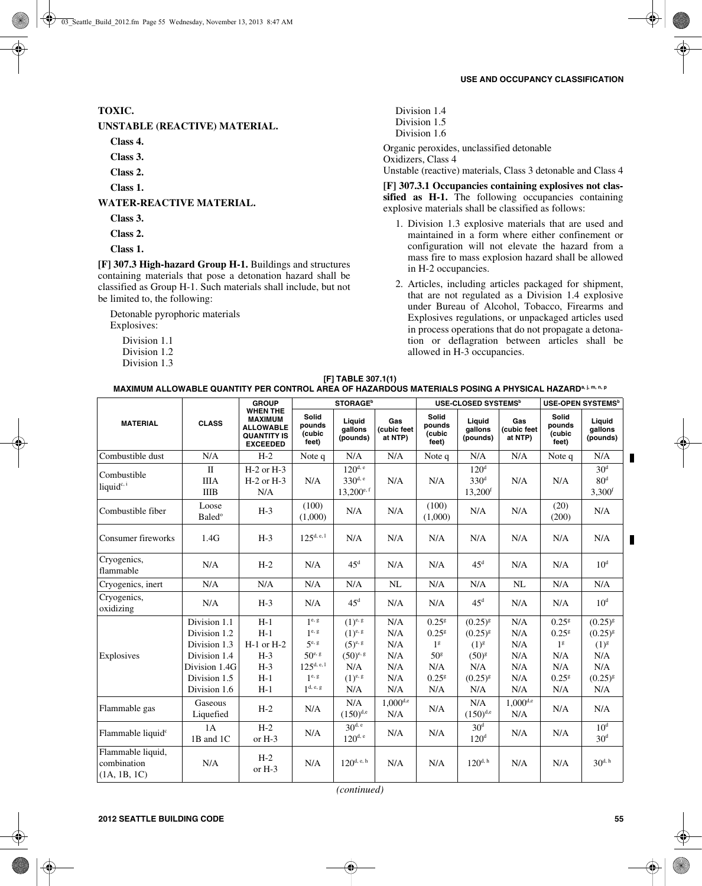**TOXIC.**

**UNSTABLE (REACTIVE) MATERIAL.**

**Class 4.**

**Class 3.**

**Class 2.**

**Class 1.**

**WATER-REACTIVE MATERIAL.**

**Class 3.**

**Class 2.**

**Class 1.**

**[F] 307.3 High-hazard Group H-1.** Buildings and structures containing materials that pose a detonation hazard shall be classified as Group H-1. Such materials shall include, but not be limited to, the following:

Detonable pyrophoric materials
Explosives:

Division 1.1
Division 1.2
Division 1.3
Division 1.4
Division 1.5
Division 1.6

Organic peroxides, unclassified detonable
Oxidizers, Class 4
Unstable (reactive) materials, Class 3 detonable and Class 4

**[F] 307.3.1 Occupancies containing explosives not classified as H-1.** The following occupancies containing explosive materials shall be classified as follows:

1. Division 1.3 explosive materials that are used and maintained in a form where either confinement or configuration will not elevate the hazard from a mass fire to mass explosion hazard shall be allowed in H-2 occupancies.
2. Articles, including articles packaged for shipment, that are not regulated as a Division 1.4 explosive under Bureau of Alcohol, Tobacco, Firearms and Explosives regulations, or unpackaged articles used in process operations that do not propagate a detonation or deflagration between articles shall be allowed in H-3 occupancies.

**[F] TABLE 307.1(1)**
**MAXIMUM ALLOWABLE QUANTITY PER CONTROL AREA OF HAZARDOUS MATERIALS POSING A PHYSICAL HAZARD[a, j, m, n, p]**

| MATERIAL | CLASS | GROUP WHEN THE MAXIMUM ALLOWABLE QUANTITY IS EXCEEDED | STORAGE[b] | | | USE-CLOSED SYSTEMS[b] | | | USE-OPEN SYSTEMS[b] | |
|---|---|---|---|---|---|---|---|---|---|---|
| | | | Solid pounds (cubic feet) | Liquid gallons (pounds) | Gas (cubic feet at NTP) | Solid pounds (cubic feet) | Liquid gallons (pounds) | Gas (cubic feet at NTP) | Solid pounds (cubic feet) | Liquid gallons (pounds) |
| Combustible dust | N/A | H-2 | Note q | N/A | N/A | Note q | N/A | N/A | Note q | N/A |
| Combustible liquid[c, i] | II<br>IIIA<br>IIIB | H-2 or H-3<br>H-2 or H-3<br>N/A | N/A | 120[d, e]<br>330[d, e]<br>13,200[e, f] | N/A | N/A | 120[d]<br>330[d]<br>13,200[f] | N/A | N/A | 30[d]<br>80[d]<br>3,300[f] |
| Combustible fiber | Loose<br>Baled[o] | H-3 | (100)<br>(1,000) | N/A | N/A | (100)<br>(1,000) | N/A | N/A | (20)<br>(200) | N/A |
| Consumer fireworks | 1.4G | H-3 | 125[d, e, l] | N/A | N/A | N/A | N/A | N/A | N/A | N/A |
| Cryogenics, flammable | N/A | H-2 | N/A | 45[d] | N/A | N/A | 45[d] | N/A | N/A | 10[d] |
| Cryogenics, inert | N/A | N/A | N/A | N/A | NL | N/A | N/A | NL | N/A | N/A |
| Cryogenics, oxidizing | N/A | H-3 | N/A | 45[d] | N/A | N/A | 45[d] | N/A | N/A | 10[d] |
| Explosives | Division 1.1<br>Division 1.2<br>Division 1.3<br>Division 1.4<br>Division 1.4G<br>Division 1.5<br>Division 1.6 | H-1<br>H-1<br>H-1 or H-2<br>H-3<br>H-3<br>H-1<br>H-1 | 1[e, g]<br>1[e, g]<br>5[e, g]<br>50[e, g]<br>125[d, e, l]<br>1[e, g]<br>1[d, e, g] | (1)[e, g]<br>(1)[e, g]<br>(5)[e, g]<br>(50)[e, g]<br>N/A<br>(1)[e, g]<br>N/A | N/A<br>N/A<br>N/A<br>N/A<br>N/A<br>N/A<br>N/A | 0.25[g]<br>0.25[g]<br>1[g]<br>50[g]<br>N/A<br>0.25[g]<br>N/A | (0.25)[g]<br>(0.25)[g]<br>(1)[g]<br>(50)[g]<br>N/A<br>(0.25)[g]<br>N/A | N/A<br>N/A<br>N/A<br>N/A<br>N/A<br>N/A<br>N/A | 0.25[g]<br>0.25[g]<br>1[g]<br>N/A<br>N/A<br>0.25[g]<br>N/A | (0.25)[g]<br>(0.25)[g]<br>(1)[g]<br>N/A<br>N/A<br>(0.25)[g]<br>N/A |
| Flammable gas | Gaseous<br>Liquefied | H-2 | N/A | N/A<br>(150)[d,e] | 1,000[d,e]<br>N/A | N/A | N/A<br>(150)[d,e] | 1,000[d,e]<br>N/A | N/A | N/A |
| Flammable liquid[c] | 1A<br>1B and 1C | H-2<br>or H-3 | N/A | 30[d, e]<br>120[d, e] | N/A | N/A | 30[d]<br>120[d] | N/A | N/A | 10[d]<br>30[d] |
| Flammable liquid, combination (1A, 1B, 1C) | N/A | H-2<br>or H-3 | N/A | 120[d, e, h] | N/A | N/A | 120[d, h] | N/A | N/A | 30[d, h] |

*(continued)*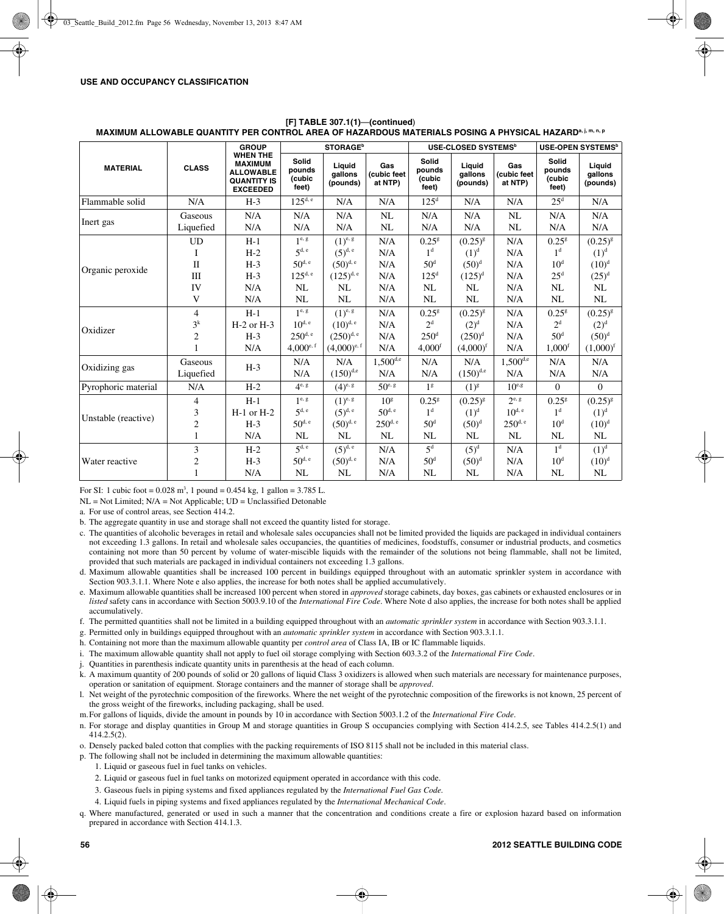## USE AND OCCUPANCY CLASSIFICATION

**[F] TABLE 307.1(1)—(continued)**
**MAXIMUM ALLOWABLE QUANTITY PER CONTROL AREA OF HAZARDOUS MATERIALS POSING A PHYSICAL HAZARD[a, j, m, n, p]**

| MATERIAL | CLASS | GROUP WHEN THE MAXIMUM ALLOWABLE QUANTITY IS EXCEEDED | STORAGE[b] | | | USE-CLOSED SYSTEMS[b] | | | USE-OPEN SYSTEMS[b] | |
|---|---|---|---|---|---|---|---|---|---|---|
| | | | Solid pounds (cubic feet) | Liquid gallons (pounds) | Gas (cubic feet at NTP) | Solid pounds (cubic feet) | Liquid gallons (pounds) | Gas (cubic feet at NTP) | Solid pounds (cubic feet) | Liquid gallons (pounds) |
| Flammable solid | N/A | H-3 | 125[d, e] | N/A | N/A | 125[d] | N/A | N/A | 25[d] | N/A |
| Inert gas | Gaseous | N/A | N/A | N/A | NL | N/A | N/A | NL | N/A | N/A |
| | Liquefied | N/A | N/A | N/A | NL | N/A | N/A | NL | N/A | N/A |
| Organic peroxide | UD | H-1 | 1[e, g] | (1)[e, g] | N/A | 0.25[g] | (0.25)[g] | N/A | 0.25[g] | (0.25)[g] |
| | I | H-2 | 5[d, e] | (5)[d, e] | N/A | 1[d] | (1)[d] | N/A | 1[d] | (1)[d] |
| | II | H-3 | 50[d, e] | (50)[d, e] | N/A | 50[d] | (50)[d] | N/A | 10[d] | (10)[d] |
| | III | H-3 | 125[d, e] | (125)[d, e] | N/A | 125[d] | (125)[d] | N/A | 25[d] | (25)[d] |
| | IV | N/A | NL | NL | N/A | NL | NL | N/A | NL | NL |
| | V | N/A | NL | NL | N/A | NL | NL | N/A | NL | NL |
| Oxidizer | 4 | H-1 | 1[e, g] | (1)[e, g] | N/A | 0.25[g] | (0.25)[g] | N/A | 0.25[g] | (0.25)[g] |
| | 3[k] | H-2 or H-3 | 10[d, e] | (10)[d, e] | N/A | 2[d] | (2)[d] | N/A | 2[d] | (2)[d] |
| | 2 | H-3 | 250[d, e] | (250)[d, e] | N/A | 250[d] | (250)[d] | N/A | 50[d] | (50)[d] |
| | 1 | N/A | 4,000[e, f] | (4,000)[e, f] | N/A | 4,000[f] | (4,000)[f] | N/A | 1,000[f] | (1,000)[f] |
| Oxidizing gas | Gaseous | H-3 | N/A | N/A | 1,500[d,e] | N/A | N/A | 1,500[d,e] | N/A | N/A |
| | Liquefied | | N/A | (150)[d,e] | N/A | N/A | (150)[d,e] | N/A | N/A | N/A |
| Pyrophoric material | N/A | H-2 | 4[e, g] | (4)[e, g] | 50[e, g] | 1[g] | (1)[g] | 10[e,g] | 0 | 0 |
| Unstable (reactive) | 4 | H-1 | 1[e, g] | (1)[e, g] | 10[g] | 0.25[g] | (0.25)[g] | 2[e, g] | 0.25[g] | (0.25)[g] |
| | 3 | H-1 or H-2 | 5[d, e] | (5)[d, e] | 50[d, e] | 1[d] | (1)[d] | 10[d, e] | 1[d] | (1)[d] |
| | 2 | H-3 | 50[d, e] | (50)[d, e] | 250[d, e] | 50[d] | (50)[d] | 250[d, e] | 10[d] | (10)[d] |
| | 1 | N/A | NL | NL | NL | NL | NL | NL | NL | NL |
| Water reactive | 3 | H-2 | 5[d, e] | (5)[d, e] | N/A | 5[d] | (5)[d] | N/A | 1[d] | (1)[d] |
| | 2 | H-3 | 50[d, e] | (50)[d, e] | N/A | 50[d] | (50)[d] | N/A | 10[d] | (10)[d] |
| | 1 | N/A | NL | NL | N/A | NL | NL | N/A | NL | NL |

For SI: 1 cubic foot = 0.028 $m^3$, 1 pound = 0.454 kg, 1 gallon = 3.785 L.

NL = Not Limited; N/A = Not Applicable; UD = Unclassified Detonable

a. For use of control areas, see Section 414.2.

b. The aggregate quantity in use and storage shall not exceed the quantity listed for storage.

c. The quantities of alcoholic beverages in retail and wholesale sales occupancies shall not be limited provided the liquids are packaged in individual containers not exceeding 1.3 gallons. In retail and wholesale sales occupancies, the quantities of medicines, foodstuffs, consumer or industrial products, and cosmetics containing not more than 50 percent by volume of water-miscible liquids with the remainder of the solutions not being flammable, shall not be limited, provided that such materials are packaged in individual containers not exceeding 1.3 gallons.

d. Maximum allowable quantities shall be increased 100 percent in buildings equipped throughout with an automatic sprinkler system in accordance with Section 903.3.1.1. Where Note e also applies, the increase for both notes shall be applied accumulatively.

e. Maximum allowable quantities shall be increased 100 percent when stored in *approved* storage cabinets, day boxes, gas cabinets or exhausted enclosures or in *listed* safety cans in accordance with Section 5003.9.10 of the *International Fire Code*. Where Note d also applies, the increase for both notes shall be applied accumulatively.

f. The permitted quantities shall not be limited in a building equipped throughout with an *automatic sprinkler system* in accordance with Section 903.3.1.1.

g. Permitted only in buildings equipped throughout with an *automatic sprinkler system* in accordance with Section 903.3.1.1.

h. Containing not more than the maximum allowable quantity per *control area* of Class IA, IB or IC flammable liquids.

i. The maximum allowable quantity shall not apply to fuel oil storage complying with Section 603.3.2 of the *International Fire Code*.

j. Quantities in parenthesis indicate quantity units in parenthesis at the head of each column.

k. A maximum quantity of 200 pounds of solid or 20 gallons of liquid Class 3 oxidizers is allowed when such materials are necessary for maintenance purposes, operation or sanitation of equipment. Storage containers and the manner of storage shall be *approved*.

l. Net weight of the pyrotechnic composition of the fireworks. Where the net weight of the pyrotechnic composition of the fireworks is not known, 25 percent of the gross weight of the fireworks, including packaging, shall be used.

m. For gallons of liquids, divide the amount in pounds by 10 in accordance with Section 5003.1.2 of the *International Fire Code*.

n. For storage and display quantities in Group M and storage quantities in Group S occupancies complying with Section 414.2.5, see Tables 414.2.5(1) and 414.2.5(2).

o. Densely packed baled cotton that complies with the packing requirements of ISO 8115 shall not be included in this material class.

p. The following shall not be included in determining the maximum allowable quantities:

1. Liquid or gaseous fuel in fuel tanks on vehicles.
2. Liquid or gaseous fuel in fuel tanks on motorized equipment operated in accordance with this code.
3. Gaseous fuels in piping systems and fixed appliances regulated by the *International Fuel Gas Code*.
4. Liquid fuels in piping systems and fixed appliances regulated by the *International Mechanical Code*.

q. Where manufactured, generated or used in such a manner that the concentration and conditions create a fire or explosion hazard based on information prepared in accordance with Section 414.1.3.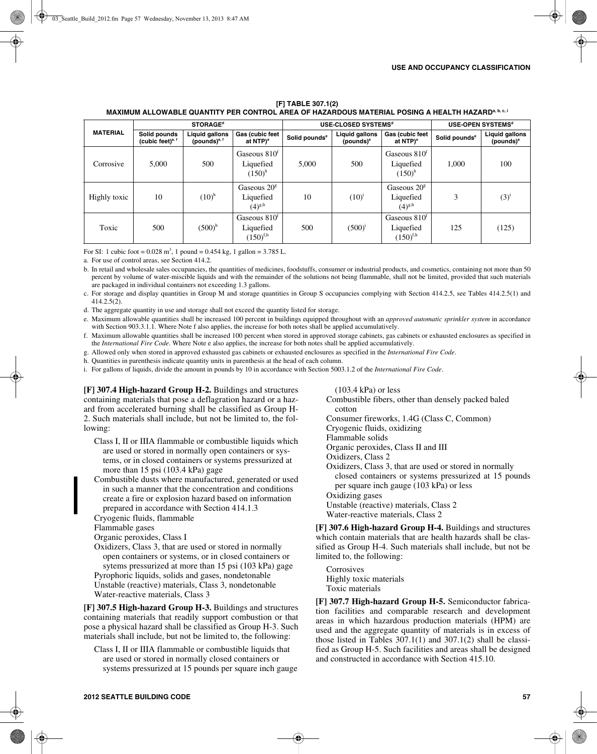**[F] TABLE 307.1(2)**
**MAXIMUM ALLOWABLE QUANTITY PER CONTROL AREA OF HAZARDOUS MATERIAL POSING A HEALTH HAZARD[a, b, c, i]**

| MATERIAL | STORAGE[d] | | | USE-CLOSED SYSTEMS[d] | | | USE-OPEN SYSTEMS[d] | |
|---|---|---|---|---|---|---|---|---|
| | Solid pounds (cubic feet)[e, f] | Liquid gallons (pounds)[e, f] | Gas (cubic feet at NTP)[e] | Solid pounds[e] | Liquid gallons (pounds)[e] | Gas (cubic feet at NTP)[e] | Solid pounds[e] | Liquid gallons (pounds)[e] |
| Corrosive | 5,000 | 500 | Gaseous 810[f] Liquefied (150)[h] | 5,000 | 500 | Gaseous 810[f] Liquefied (150)[h] | 1,000 | 100 |
| Highly toxic | 10 | (10)[h] | Gaseous 20[g] Liquefied (4)[g,h] | 10 | (10)[i] | Gaseous 20[g] Liquefied (4)[g,h] | 3 | (3)[i] |
| Toxic | 500 | (500)[h] | Gaseous 810[f] Liquefied (150)[f,h] | 500 | (500)[i] | Gaseous 810[f] Liquefied (150)[f,h] | 125 | (125) |

For SI: 1 cubic foot = 0.028 $m^3$, 1 pound = 0.454 kg, 1 gallon = 3.785 L.

a. For use of control areas, see Section 414.2.

b. In retail and wholesale sales occupancies, the quantities of medicines, foodstuffs, consumer or industrial products, and cosmetics, containing not more than 50 percent by volume of water-miscible liquids and with the remainder of the solutions not being flammable, shall not be limited, provided that such materials are packaged in individual containers not exceeding 1.3 gallons.

c. For storage and display quantities in Group M and storage quantities in Group S occupancies complying with Section 414.2.5, see Tables 414.2.5(1) and 414.2.5(2).

d. The aggregate quantity in use and storage shall not exceed the quantity listed for storage.

e. Maximum allowable quantities shall be increased 100 percent in buildings equipped throughout with an *approved automatic sprinkler system* in accordance with Section 903.3.1.1. Where Note f also applies, the increase for both notes shall be applied accumulatively.

f. Maximum allowable quantities shall be increased 100 percent when stored in approved storage cabinets, gas cabinets or exhausted enclosures as specified in the *International Fire Code*. Where Note e also applies, the increase for both notes shall be applied accumulatively.

g. Allowed only when stored in approved exhausted gas cabinets or exhausted enclosures as specified in the *International Fire Code*.

h. Quantities in parenthesis indicate quantity units in parenthesis at the head of each column.

i. For gallons of liquids, divide the amount in pounds by 10 in accordance with Section 5003.1.2 of the *International Fire Code*.

**[F] 307.4 High-hazard Group H-2.** Buildings and structures containing materials that pose a deflagration hazard or a hazard from accelerated burning shall be classified as Group H-2. Such materials shall include, but not be limited to, the following:

- Class I, II or IIIA flammable or combustible liquids which are used or stored in normally open containers or systems, or in closed containers or systems pressurized at more than 15 psi (103.4 kPa) gage
- Combustible dusts where manufactured, generated or used in such a manner that the concentration and conditions create a fire or explosion hazard based on information prepared in accordance with Section 414.1.3
- Cryogenic fluids, flammable
- Flammable gases
- Organic peroxides, Class I
- Oxidizers, Class 3, that are used or stored in normally open containers or systems, or in closed containers or sytems pressurized at more than 15 psi (103 kPa) gage
- Pyrophoric liquids, solids and gases, nondetonable
- Unstable (reactive) materials, Class 3, nondetonable
- Water-reactive materials, Class 3

**[F] 307.5 High-hazard Group H-3.** Buildings and structures containing materials that readily support combustion or that pose a physical hazard shall be classified as Group H-3. Such materials shall include, but not be limited to, the following:

- Class I, II or IIIA flammable or combustible liquids that are used or stored in normally closed containers or systems pressurized at 15 pounds per square inch gauge (103.4 kPa) or less
- Combustible fibers, other than densely packed baled cotton
- Consumer fireworks, 1.4G (Class C, Common)
- Cryogenic fluids, oxidizing
- Flammable solids
- Organic peroxides, Class II and III
- Oxidizers, Class 2
- Oxidizers, Class 3, that are used or stored in normally closed containers or systems pressurized at 15 pounds per square inch gauge (103 kPa) or less
- Oxidizing gases
- Unstable (reactive) materials, Class 2
- Water-reactive materials, Class 2

**[F] 307.6 High-hazard Group H-4.** Buildings and structures which contain materials that are health hazards shall be classified as Group H-4. Such materials shall include, but not be limited to, the following:

- Corrosives
- Highly toxic materials
- Toxic materials

**[F] 307.7 High-hazard Group H-5.** Semiconductor fabrication facilities and comparable research and development areas in which hazardous production materials (HPM) are used and the aggregate quantity of materials is in excess of those listed in Tables 307.1(1) and 307.1(2) shall be classified as Group H-5. Such facilities and areas shall be designed and constructed in accordance with Section 415.10.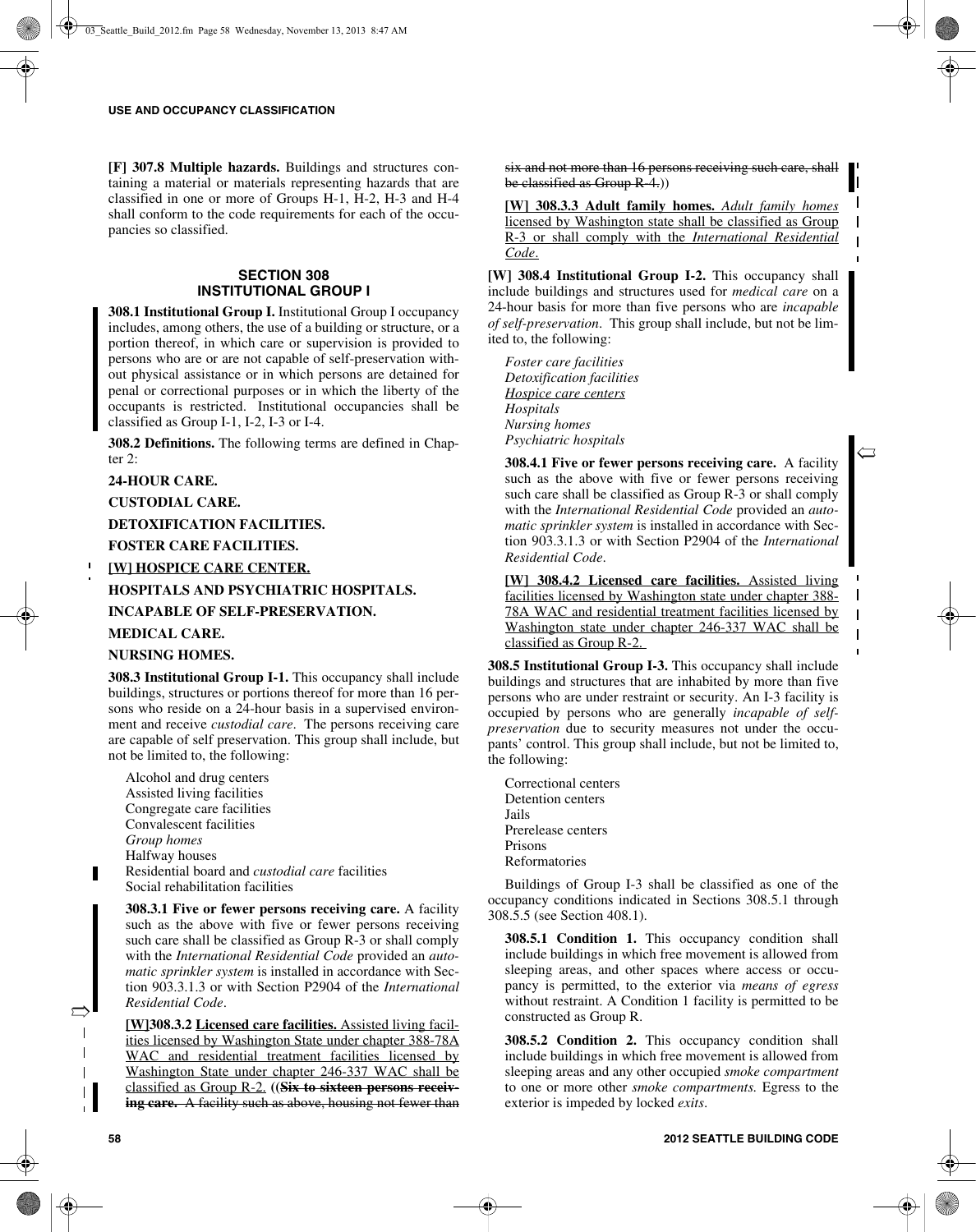**[F] 307.8 Multiple hazards.** Buildings and structures containing a material or materials representing hazards that are classified in one or more of Groups H-1, H-2, H-3 and H-4 shall conform to the code requirements for each of the occupancies so classified.

## SECTION 308
## INSTITUTIONAL GROUP I

**308.1 Institutional Group I.** Institutional Group I occupancy includes, among others, the use of a building or structure, or a portion thereof, in which care or supervision is provided to persons who are or are not capable of self-preservation without physical assistance or in which persons are detained for penal or correctional purposes or in which the liberty of the occupants is restricted. Institutional occupancies shall be classified as Group I-1, I-2, I-3 or I-4.

**308.2 Definitions.** The following terms are defined in Chapter 2:

**24-HOUR CARE.**

**CUSTODIAL CARE.**

**DETOXIFICATION FACILITIES.**

**FOSTER CARE FACILITIES.**

**[W] HOSPICE CARE CENTER.**

**HOSPITALS AND PSYCHIATRIC HOSPITALS.**

**INCAPABLE OF SELF-PRESERVATION.**

**MEDICAL CARE.**

**NURSING HOMES.**

**308.3 Institutional Group I-1.** This occupancy shall include buildings, structures or portions thereof for more than 16 persons who reside on a 24-hour basis in a supervised environment and receive *custodial care*. The persons receiving care are capable of self preservation. This group shall include, but not be limited to, the following:

Alcohol and drug centers
Assisted living facilities
Congregate care facilities
Convalescent facilities
*Group homes*
Halfway houses
Residential board and *custodial care* facilities
Social rehabilitation facilities

**308.3.1 Five or fewer persons receiving care.** A facility such as the above with five or fewer persons receiving such care shall be classified as Group R-3 or shall comply with the *International Residential Code* provided an *automatic sprinkler system* is installed in accordance with Section 903.3.1.3 or with Section P2904 of the *International Residential Code*.

**[W]308.3.2 Licensed care facilities.** Assisted living facilities licensed by Washington State under chapter 388-78A WAC and residential treatment facilities licensed by Washington State under chapter 246-337 WAC shall be classified as Group R-2. ((~~**Six to sixteen persons receiving care.**~~ ~~A facility such as above, housing not fewer than six and not more than 16 persons receiving such care, shall be classified as Group R-4.~~))

**[W] 308.3.3 Adult family homes.** *Adult family homes* licensed by Washington state shall be classified as Group R-3 or shall comply with the *International Residential Code*.

**[W] 308.4 Institutional Group I-2.** This occupancy shall include buildings and structures used for *medical care* on a 24-hour basis for more than five persons who are *incapable of self-preservation*. This group shall include, but not be limited to, the following:

*Foster care facilities*
*Detoxification facilities*
*Hospice care centers*
*Hospitals*
*Nursing homes*
*Psychiatric hospitals*

**308.4.1 Five or fewer persons receiving care.** A facility such as the above with five or fewer persons receiving such care shall be classified as Group R-3 or shall comply with the *International Residential Code* provided an *automatic sprinkler system* is installed in accordance with Section 903.3.1.3 or with Section P2904 of the *International Residential Code*.

**[W] 308.4.2 Licensed care facilities.** Assisted living facilities licensed by Washington state under chapter 388-78A WAC and residential treatment facilities licensed by Washington state under chapter 246-337 WAC shall be classified as Group R-2.

**308.5 Institutional Group I-3.** This occupancy shall include buildings and structures that are inhabited by more than five persons who are under restraint or security. An I-3 facility is occupied by persons who are generally *incapable of self-preservation* due to security measures not under the occupants' control. This group shall include, but not be limited to, the following:

Correctional centers
Detention centers
Jails
Prerelease centers
Prisons
Reformatories

Buildings of Group I-3 shall be classified as one of the occupancy conditions indicated in Sections 308.5.1 through 308.5.5 (see Section 408.1).

**308.5.1 Condition 1.** This occupancy condition shall include buildings in which free movement is allowed from sleeping areas, and other spaces where access or occupancy is permitted, to the exterior via *means of egress* without restraint. A Condition 1 facility is permitted to be constructed as Group R.

**308.5.2 Condition 2.** This occupancy condition shall include buildings in which free movement is allowed from sleeping areas and any other occupied *smoke compartment* to one or more other *smoke compartments*. Egress to the exterior is impeded by locked *exits*.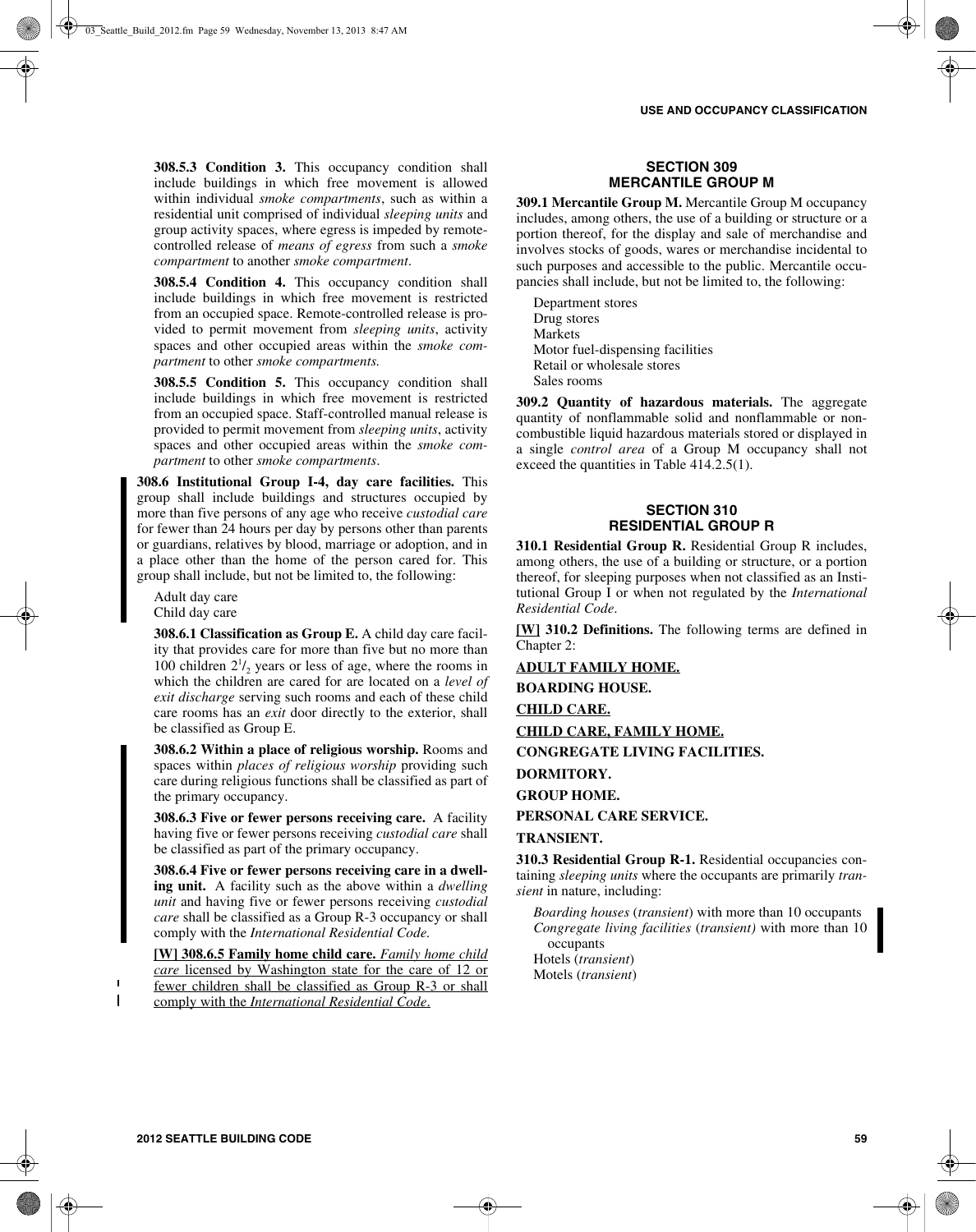**308.5.3 Condition 3.** This occupancy condition shall include buildings in which free movement is allowed within individual *smoke compartments*, such as within a residential unit comprised of individual *sleeping units* and group activity spaces, where egress is impeded by remote-controlled release of *means of egress* from such a *smoke compartment* to another *smoke compartment*.

**308.5.4 Condition 4.** This occupancy condition shall include buildings in which free movement is restricted from an occupied space. Remote-controlled release is provided to permit movement from *sleeping units*, activity spaces and other occupied areas within the *smoke compartment* to other *smoke compartments.*

**308.5.5 Condition 5.** This occupancy condition shall include buildings in which free movement is restricted from an occupied space. Staff-controlled manual release is provided to permit movement from *sleeping units*, activity spaces and other occupied areas within the *smoke compartment* to other *smoke compartments*.

**308.6 Institutional Group I-4, day care facilities.** This group shall include buildings and structures occupied by more than five persons of any age who receive *custodial care* for fewer than 24 hours per day by persons other than parents or guardians, relatives by blood, marriage or adoption, and in a place other than the home of the person cared for. This group shall include, but not be limited to, the following:

Adult day care
Child day care

**308.6.1 Classification as Group E.** A child day care facility that provides care for more than five but no more than 100 children $2^1/_2$ years or less of age, where the rooms in which the children are cared for are located on a *level of exit discharge* serving such rooms and each of these child care rooms has an *exit* door directly to the exterior, shall be classified as Group E.

**308.6.2 Within a place of religious worship.** Rooms and spaces within *places of religious worship* providing such care during religious functions shall be classified as part of the primary occupancy.

**308.6.3 Five or fewer persons receiving care.** A facility having five or fewer persons receiving *custodial care* shall be classified as part of the primary occupancy.

**308.6.4 Five or fewer persons receiving care in a dwelling unit.** A facility such as the above within a *dwelling unit* and having five or fewer persons receiving *custodial care* shall be classified as a Group R-3 occupancy or shall comply with the *International Residential Code.*

<u>**[W] 308.6.5 Family home child care.** *Family home child care* licensed by Washington state for the care of 12 or fewer children shall be classified as Group R-3 or shall comply with the *International Residential Code*.</u>

## SECTION 309
## MERCANTILE GROUP M

**309.1 Mercantile Group M.** Mercantile Group M occupancy includes, among others, the use of a building or structure or a portion thereof, for the display and sale of merchandise and involves stocks of goods, wares or merchandise incidental to such purposes and accessible to the public. Mercantile occupancies shall include, but not be limited to, the following:

Department stores
Drug stores
Markets
Motor fuel-dispensing facilities
Retail or wholesale stores
Sales rooms

**309.2 Quantity of hazardous materials.** The aggregate quantity of nonflammable solid and nonflammable or noncombustible liquid hazardous materials stored or displayed in a single *control area* of a Group M occupancy shall not exceed the quantities in Table 414.2.5(1).

## SECTION 310
## RESIDENTIAL GROUP R

**310.1 Residential Group R.** Residential Group R includes, among others, the use of a building or structure, or a portion thereof, for sleeping purposes when not classified as an Institutional Group I or when not regulated by the *International Residential Code*.

<u>**[W]**</u> **310.2 Definitions.** The following terms are defined in Chapter 2:

<u>**ADULT FAMILY HOME.**</u>

**BOARDING HOUSE.**

<u>**CHILD CARE.**</u>

<u>**CHILD CARE, FAMILY HOME.**</u>

**CONGREGATE LIVING FACILITIES.**

**DORMITORY.**

**GROUP HOME.**

**PERSONAL CARE SERVICE.**

**TRANSIENT.**

**310.3 Residential Group R-1.** Residential occupancies containing *sleeping units* where the occupants are primarily *transient* in nature, including:

*Boarding houses* (*transient*) with more than 10 occupants
*Congregate living facilities* (*transient)* with more than 10 occupants
Hotels (*transient*)
Motels (*transient*)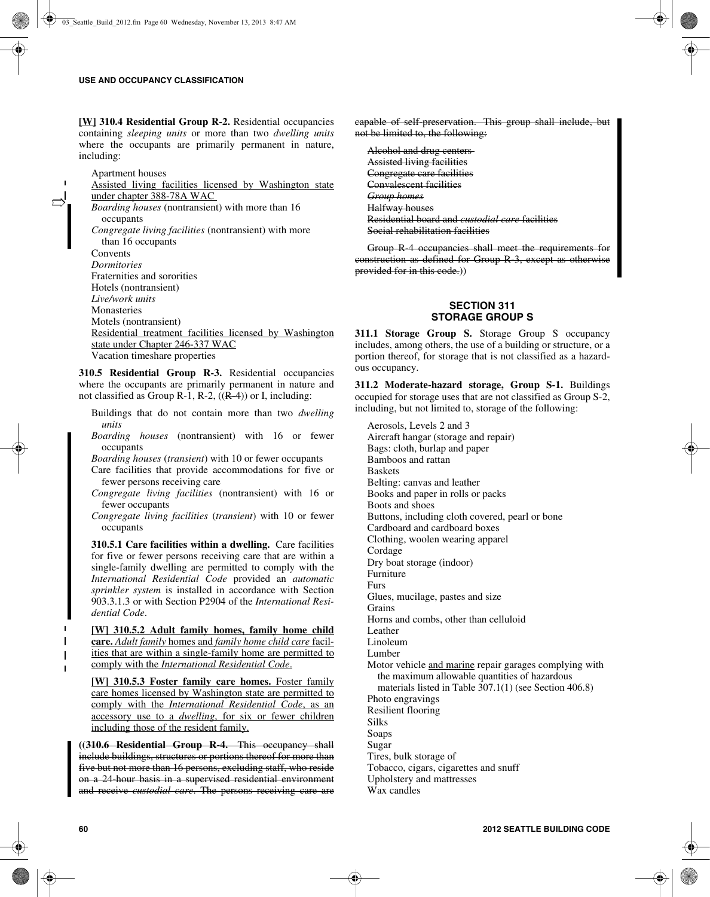**[W] 310.4 Residential Group R-2.** Residential occupancies containing *sleeping units* or more than two *dwelling units* where the occupants are primarily permanent in nature, including:

Apartment houses
Assisted living facilities licensed by Washington state under chapter 388-78A WAC
*Boarding houses* (nontransient) with more than 16 occupants
*Congregate living facilities* (nontransient) with more than 16 occupants
Convents
*Dormitories*
Fraternities and sororities
Hotels (nontransient)
*Live/work units*
Monasteries
Motels (nontransient)
Residential treatment facilities licensed by Washington state under Chapter 246-337 WAC
Vacation timeshare properties

**310.5 Residential Group R-3.** Residential occupancies where the occupants are primarily permanent in nature and not classified as Group R-1, R-2, ((~~R-4~~)) or I, including:

Buildings that do not contain more than two *dwelling units*
*Boarding houses* (nontransient) with 16 or fewer occupants
*Boarding houses* (*transient*) with 10 or fewer occupants
Care facilities that provide accommodations for five or fewer persons receiving care
*Congregate living facilities* (nontransient) with 16 or fewer occupants
*Congregate living facilities* (*transient*) with 10 or fewer occupants

**310.5.1 Care facilities within a dwelling.** Care facilities for five or fewer persons receiving care that are within a single-family dwelling are permitted to comply with the *International Residential Code* provided an *automatic sprinkler system* is installed in accordance with Section 903.3.1.3 or with Section P2904 of the *International Residential Code*.

**[W] 310.5.2 Adult family homes, family home child care.** *Adult family* homes and *family home child care* facilities that are within a single-family home are permitted to comply with the *International Residential Code*.

**[W] 310.5.3 Foster family care homes.** Foster family care homes licensed by Washington state are permitted to comply with the *International Residential Code*, as an accessory use to a *dwelling*, for six or fewer children including those of the resident family.

((~~**310.6 Residential Group R-4.** This occupancy shall include buildings, structures or portions thereof for more than five but not more than 16 persons, excluding staff, who reside on a 24-hour basis in a supervised residential environment and receive *custodial care*. The persons receiving care are capable of self-preservation. This group shall include, but not be limited to, the following:~~

~~Alcohol and drug centers~~
~~Assisted living facilities~~
~~Congregate care facilities~~
~~Convalescent facilities~~
~~*Group homes*~~
~~Halfway houses~~
~~Residential board and *custodial care* facilities~~
~~Social rehabilitation facilities~~

~~Group R-4 occupancies shall meet the requirements for construction as defined for Group R-3, except as otherwise provided for in this code.~~))

## SECTION 311
## STORAGE GROUP S

**311.1 Storage Group S.** Storage Group S occupancy includes, among others, the use of a building or structure, or a portion thereof, for storage that is not classified as a hazardous occupancy.

**311.2 Moderate-hazard storage, Group S-1.** Buildings occupied for storage uses that are not classified as Group S-2, including, but not limited to, storage of the following:

Aerosols, Levels 2 and 3
Aircraft hangar (storage and repair)
Bags: cloth, burlap and paper
Bamboos and rattan
Baskets
Belting: canvas and leather
Books and paper in rolls or packs
Boots and shoes
Buttons, including cloth covered, pearl or bone
Cardboard and cardboard boxes
Clothing, woolen wearing apparel
Cordage
Dry boat storage (indoor)
Furniture
Furs
Glues, mucilage, pastes and size
Grains
Horns and combs, other than celluloid
Leather
Linoleum
Lumber
Motor vehicle and marine repair garages complying with the maximum allowable quantities of hazardous materials listed in Table 307.1(1) (see Section 406.8)
Photo engravings
Resilient flooring
Silks
Soaps
Sugar
Tires, bulk storage of
Tobacco, cigars, cigarettes and snuff
Upholstery and mattresses
Wax candles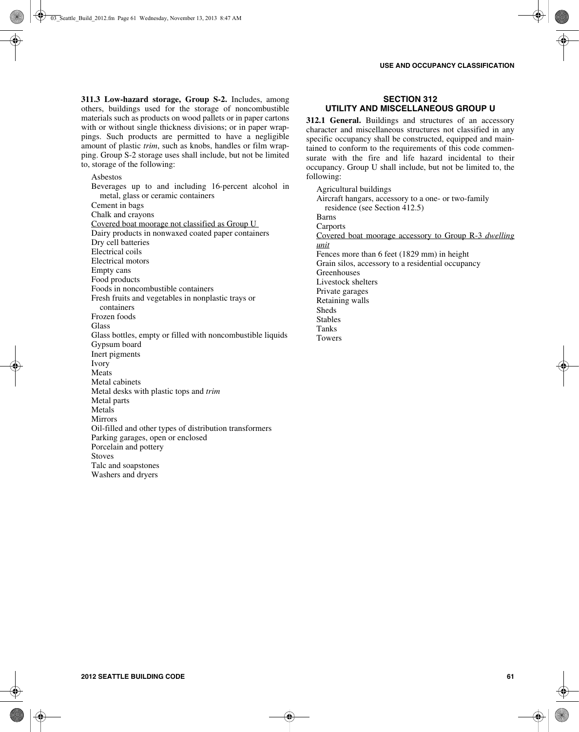**311.3 Low-hazard storage, Group S-2.** Includes, among others, buildings used for the storage of noncombustible materials such as products on wood pallets or in paper cartons with or without single thickness divisions; or in paper wrappings. Such products are permitted to have a negligible amount of plastic *trim*, such as knobs, handles or film wrapping. Group S-2 storage uses shall include, but not be limited to, storage of the following:

Asbestos
Beverages up to and including 16-percent alcohol in metal, glass or ceramic containers
Cement in bags
Chalk and crayons
<u>Covered boat moorage not classified as Group U</u>
Dairy products in nonwaxed coated paper containers
Dry cell batteries
Electrical coils
Electrical motors
Empty cans
Food products
Foods in noncombustible containers
Fresh fruits and vegetables in nonplastic trays or containers
Frozen foods
Glass
Glass bottles, empty or filled with noncombustible liquids
Gypsum board
Inert pigments
Ivory
Meats
Metal cabinets
Metal desks with plastic tops and *trim*
Metal parts
Metals
Mirrors
Oil-filled and other types of distribution transformers
Parking garages, open or enclosed
Porcelain and pottery
Stoves
Talc and soapstones
Washers and dryers

## SECTION 312
## UTILITY AND MISCELLANEOUS GROUP U

**312.1 General.** Buildings and structures of an accessory character and miscellaneous structures not classified in any specific occupancy shall be constructed, equipped and maintained to conform to the requirements of this code commensurate with the fire and life hazard incidental to their occupancy. Group U shall include, but not be limited to, the following:

Agricultural buildings
Aircraft hangars, accessory to a one- or two-family residence (see Section 412.5)
Barns
Carports
<u>Covered boat moorage accessory to Group R-3 *dwelling unit*</u>
Fences more than 6 feet (1829 mm) in height
Grain silos, accessory to a residential occupancy
Greenhouses
Livestock shelters
Private garages
Retaining walls
Sheds
Stables
Tanks
Towers